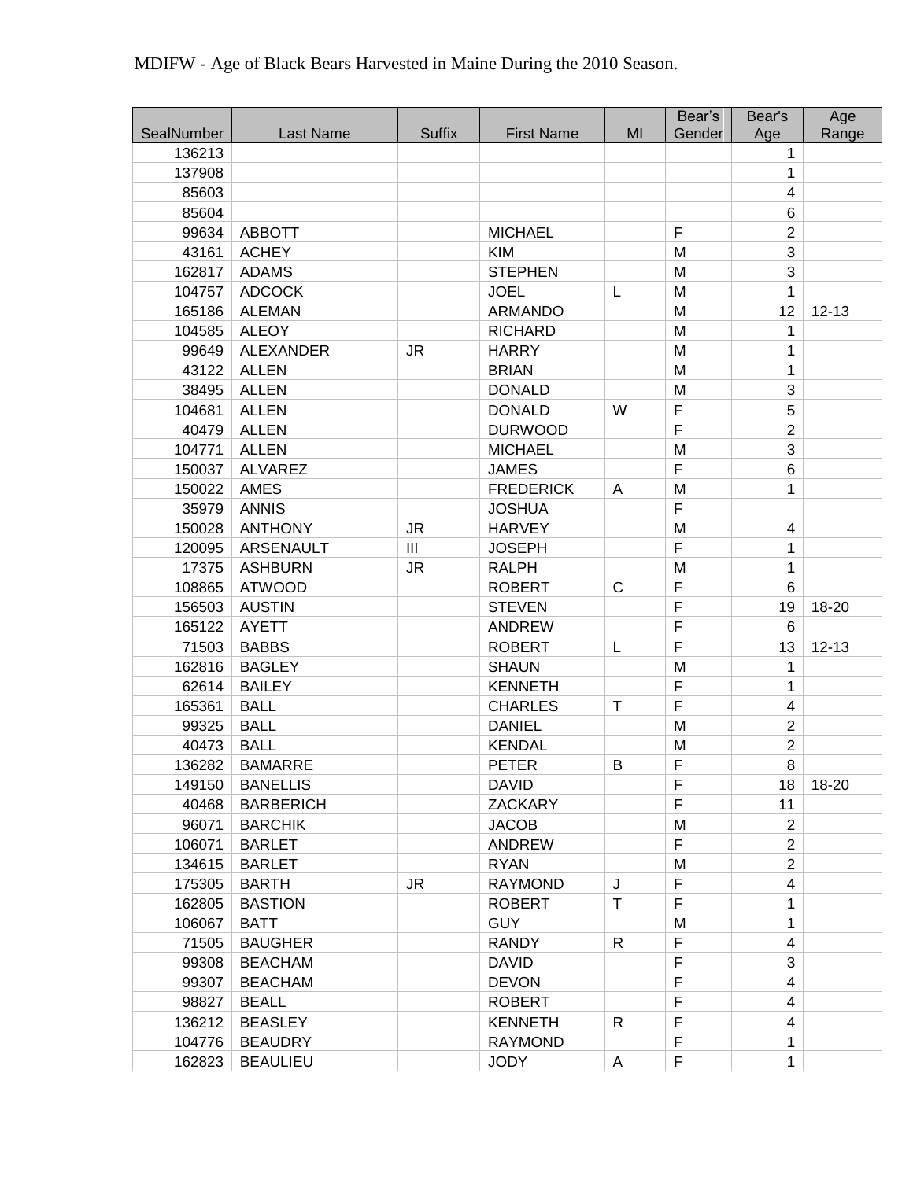MDIFW - Age of Black Bears Harvested in Maine During the 2010 Season.

| SealNumber | Last Name | Suffix | First Name | MI | Bear's Gender | Bear's Age | Age Range |
|---|---|---|---|---|---|---|---|
| 136213 | | | | | | 1 | |
| 137908 | | | | | | 1 | |
| 85603 | | | | | | 4 | |
| 85604 | | | | | | 6 | |
| 99634 | ABBOTT | | MICHAEL | | F | 2 | |
| 43161 | ACHEY | | KIM | | M | 3 | |
| 162817 | ADAMS | | STEPHEN | | M | 3 | |
| 104757 | ADCOCK | | JOEL | L | M | 1 | |
| 165186 | ALEMAN | | ARMANDO | | M | 12 | 12-13 |
| 104585 | ALEOY | | RICHARD | | M | 1 | |
| 99649 | ALEXANDER | JR | HARRY | | M | 1 | |
| 43122 | ALLEN | | BRIAN | | M | 1 | |
| 38495 | ALLEN | | DONALD | | M | 3 | |
| 104681 | ALLEN | | DONALD | W | F | 5 | |
| 40479 | ALLEN | | DURWOOD | | F | 2 | |
| 104771 | ALLEN | | MICHAEL | | M | 3 | |
| 150037 | ALVAREZ | | JAMES | | F | 6 | |
| 150022 | AMES | | FREDERICK | A | M | 1 | |
| 35979 | ANNIS | | JOSHUA | | F | | |
| 150028 | ANTHONY | JR | HARVEY | | M | 4 | |
| 120095 | ARSENAULT | III | JOSEPH | | F | 1 | |
| 17375 | ASHBURN | JR | RALPH | | M | 1 | |
| 108865 | ATWOOD | | ROBERT | C | F | 6 | |
| 156503 | AUSTIN | | STEVEN | | F | 19 | 18-20 |
| 165122 | AYETT | | ANDREW | | F | 6 | |
| 71503 | BABBS | | ROBERT | L | F | 13 | 12-13 |
| 162816 | BAGLEY | | SHAUN | | M | 1 | |
| 62614 | BAILEY | | KENNETH | | F | 1 | |
| 165361 | BALL | | CHARLES | T | F | 4 | |
| 99325 | BALL | | DANIEL | | M | 2 | |
| 40473 | BALL | | KENDAL | | M | 2 | |
| 136282 | BAMARRE | | PETER | B | F | 8 | |
| 149150 | BANELLIS | | DAVID | | F | 18 | 18-20 |
| 40468 | BARBERICH | | ZACKARY | | F | 11 | |
| 96071 | BARCHIK | | JACOB | | M | 2 | |
| 106071 | BARLET | | ANDREW | | F | 2 | |
| 134615 | BARLET | | RYAN | | M | 2 | |
| 175305 | BARTH | JR | RAYMOND | J | F | 4 | |
| 162805 | BASTION | | ROBERT | T | F | 1 | |
| 106067 | BATT | | GUY | | M | 1 | |
| 71505 | BAUGHER | | RANDY | R | F | 4 | |
| 99308 | BEACHAM | | DAVID | | F | 3 | |
| 99307 | BEACHAM | | DEVON | | F | 4 | |
| 98827 | BEALL | | ROBERT | | F | 4 | |
| 136212 | BEASLEY | | KENNETH | R | F | 4 | |
| 104776 | BEAUDRY | | RAYMOND | | F | 1 | |
| 162823 | BEAULIEU | | JODY | A | F | 1 | |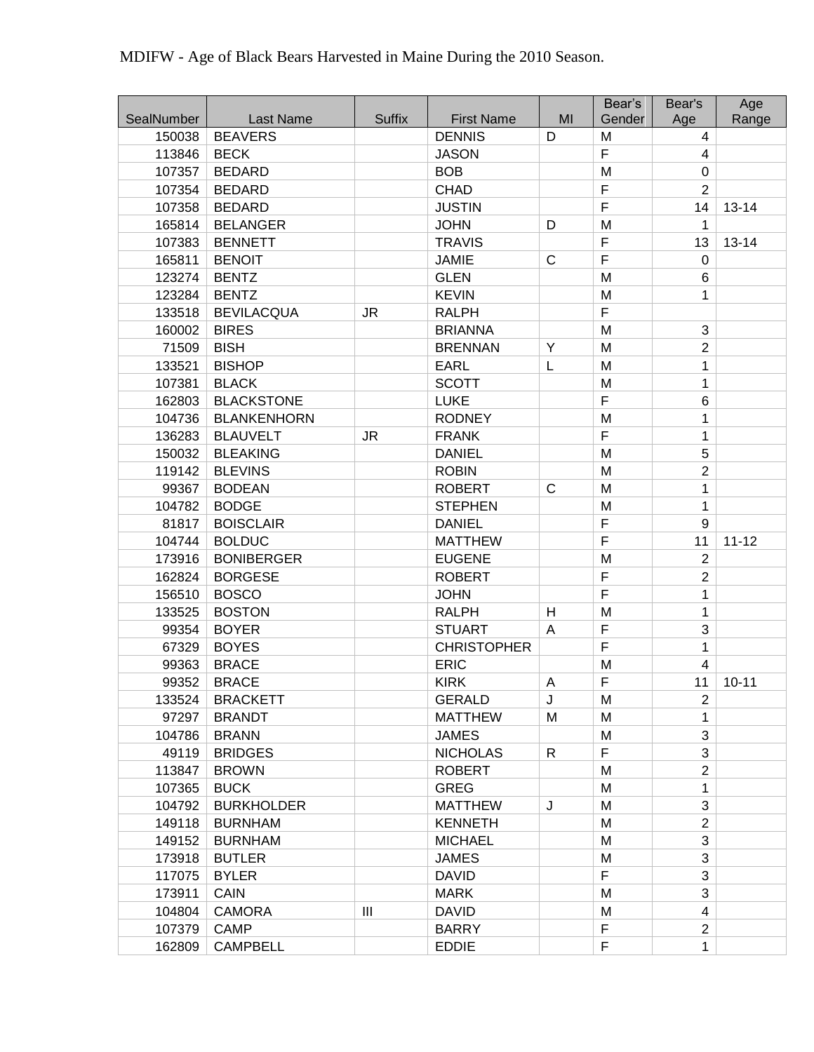MDIFW - Age of Black Bears Harvested in Maine During the 2010 Season.

| SealNumber | Last Name | Suffix | First Name | MI | Bear's Gender | Bear's Age | Age Range |
|---|---|---|---|---|---|---|---|
| 150038 | BEAVERS | | DENNIS | D | M | 4 | |
| 113846 | BECK | | JASON | | F | 4 | |
| 107357 | BEDARD | | BOB | | M | 0 | |
| 107354 | BEDARD | | CHAD | | F | 2 | |
| 107358 | BEDARD | | JUSTIN | | F | 14 | 13-14 |
| 165814 | BELANGER | | JOHN | D | M | 1 | |
| 107383 | BENNETT | | TRAVIS | | F | 13 | 13-14 |
| 165811 | BENOIT | | JAMIE | C | F | 0 | |
| 123274 | BENTZ | | GLEN | | M | 6 | |
| 123284 | BENTZ | | KEVIN | | M | 1 | |
| 133518 | BEVILACQUA | JR | RALPH | | F | | |
| 160002 | BIRES | | BRIANNA | | M | 3 | |
| 71509 | BISH | | BRENNAN | Y | M | 2 | |
| 133521 | BISHOP | | EARL | L | M | 1 | |
| 107381 | BLACK | | SCOTT | | M | 1 | |
| 162803 | BLACKSTONE | | LUKE | | F | 6 | |
| 104736 | BLANKENHORN | | RODNEY | | M | 1 | |
| 136283 | BLAUVELT | JR | FRANK | | F | 1 | |
| 150032 | BLEAKING | | DANIEL | | M | 5 | |
| 119142 | BLEVINS | | ROBIN | | M | 2 | |
| 99367 | BODEAN | | ROBERT | C | M | 1 | |
| 104782 | BODGE | | STEPHEN | | M | 1 | |
| 81817 | BOISCLAIR | | DANIEL | | F | 9 | |
| 104744 | BOLDUC | | MATTHEW | | F | 11 | 11-12 |
| 173916 | BONIBERGER | | EUGENE | | M | 2 | |
| 162824 | BORGESE | | ROBERT | | F | 2 | |
| 156510 | BOSCO | | JOHN | | F | 1 | |
| 133525 | BOSTON | | RALPH | H | M | 1 | |
| 99354 | BOYER | | STUART | A | F | 3 | |
| 67329 | BOYES | | CHRISTOPHER | | F | 1 | |
| 99363 | BRACE | | ERIC | | M | 4 | |
| 99352 | BRACE | | KIRK | A | F | 11 | 10-11 |
| 133524 | BRACKETT | | GERALD | J | M | 2 | |
| 97297 | BRANDT | | MATTHEW | M | M | 1 | |
| 104786 | BRANN | | JAMES | | M | 3 | |
| 49119 | BRIDGES | | NICHOLAS | R | F | 3 | |
| 113847 | BROWN | | ROBERT | | M | 2 | |
| 107365 | BUCK | | GREG | | M | 1 | |
| 104792 | BURKHOLDER | | MATTHEW | J | M | 3 | |
| 149118 | BURNHAM | | KENNETH | | M | 2 | |
| 149152 | BURNHAM | | MICHAEL | | M | 3 | |
| 173918 | BUTLER | | JAMES | | M | 3 | |
| 117075 | BYLER | | DAVID | | F | 3 | |
| 173911 | CAIN | | MARK | | M | 3 | |
| 104804 | CAMORA | III | DAVID | | M | 4 | |
| 107379 | CAMP | | BARRY | | F | 2 | |
| 162809 | CAMPBELL | | EDDIE | | F | 1 | |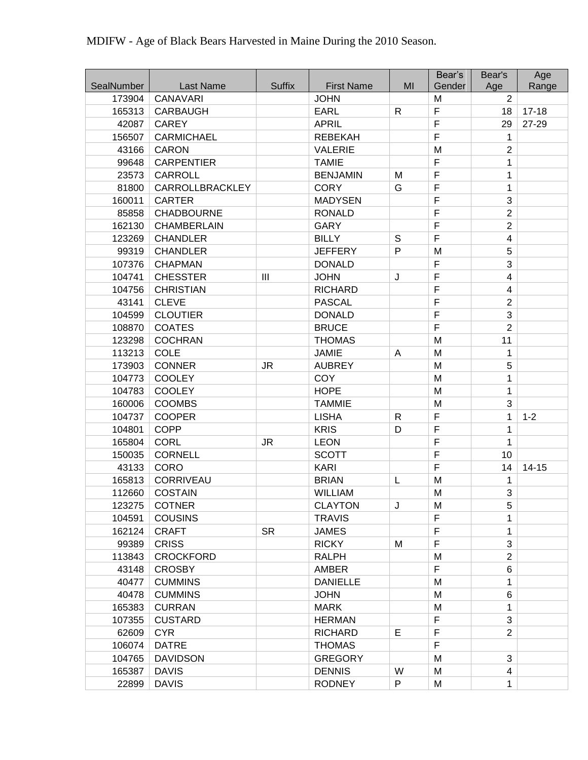MDIFW - Age of Black Bears Harvested in Maine During the 2010 Season.

| SealNumber | Last Name | Suffix | First Name | MI | Bear's Gender | Bear's Age | Age Range |
|---|---|---|---|---|---|---|---|
| 173904 | CANAVARI | | JOHN | | M | 2 | |
| 165313 | CARBAUGH | | EARL | R | F | 18 | 17-18 |
| 42087 | CAREY | | APRIL | | F | 29 | 27-29 |
| 156507 | CARMICHAEL | | REBEKAH | | F | 1 | |
| 43166 | CARON | | VALERIE | | M | 2 | |
| 99648 | CARPENTIER | | TAMIE | | F | 1 | |
| 23573 | CARROLL | | BENJAMIN | M | F | 1 | |
| 81800 | CARROLLBRACKLEY | | CORY | G | F | 1 | |
| 160011 | CARTER | | MADYSEN | | F | 3 | |
| 85858 | CHADBOURNE | | RONALD | | F | 2 | |
| 162130 | CHAMBERLAIN | | GARY | | F | 2 | |
| 123269 | CHANDLER | | BILLY | S | F | 4 | |
| 99319 | CHANDLER | | JEFFERY | P | M | 5 | |
| 107376 | CHAPMAN | | DONALD | | F | 3 | |
| 104741 | CHESSTER | III | JOHN | J | F | 4 | |
| 104756 | CHRISTIAN | | RICHARD | | F | 4 | |
| 43141 | CLEVE | | PASCAL | | F | 2 | |
| 104599 | CLOUTIER | | DONALD | | F | 3 | |
| 108870 | COATES | | BRUCE | | F | 2 | |
| 123298 | COCHRAN | | THOMAS | | M | 11 | |
| 113213 | COLE | | JAMIE | A | M | 1 | |
| 173903 | CONNER | JR | AUBREY | | M | 5 | |
| 104773 | COOLEY | | COY | | M | 1 | |
| 104783 | COOLEY | | HOPE | | M | 1 | |
| 160006 | COOMBS | | TAMMIE | | M | 3 | |
| 104737 | COOPER | | LISHA | R | F | 1 | 1-2 |
| 104801 | COPP | | KRIS | D | F | 1 | |
| 165804 | CORL | JR | LEON | | F | 1 | |
| 150035 | CORNELL | | SCOTT | | F | 10 | |
| 43133 | CORO | | KARI | | F | 14 | 14-15 |
| 165813 | CORRIVEAU | | BRIAN | L | M | 1 | |
| 112660 | COSTAIN | | WILLIAM | | M | 3 | |
| 123275 | COTNER | | CLAYTON | J | M | 5 | |
| 104591 | COUSINS | | TRAVIS | | F | 1 | |
| 162124 | CRAFT | SR | JAMES | | F | 1 | |
| 99389 | CRISS | | RICKY | M | F | 3 | |
| 113843 | CROCKFORD | | RALPH | | M | 2 | |
| 43148 | CROSBY | | AMBER | | F | 6 | |
| 40477 | CUMMINS | | DANIELLE | | M | 1 | |
| 40478 | CUMMINS | | JOHN | | M | 6 | |
| 165383 | CURRAN | | MARK | | M | 1 | |
| 107355 | CUSTARD | | HERMAN | | F | 3 | |
| 62609 | CYR | | RICHARD | E | F | 2 | |
| 106074 | DATRE | | THOMAS | | F | | |
| 104765 | DAVIDSON | | GREGORY | | M | 3 | |
| 165387 | DAVIS | | DENNIS | W | M | 4 | |
| 22899 | DAVIS | | RODNEY | P | M | 1 | |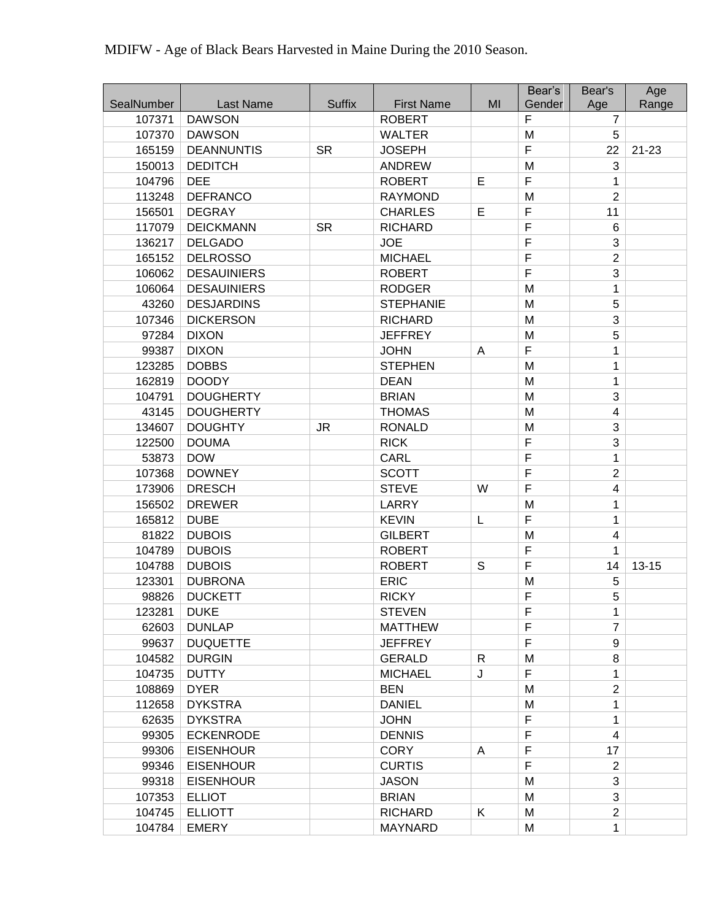MDIFW - Age of Black Bears Harvested in Maine During the 2010 Season.

| SealNumber | Last Name | Suffix | First Name | MI | Bear's Gender | Bear's Age | Age Range |
|---|---|---|---|---|---|---|---|
| 107371 | DAWSON | | ROBERT | | F | 7 | |
| 107370 | DAWSON | | WALTER | | M | 5 | |
| 165159 | DEANNUNTIS | SR | JOSEPH | | F | 22 | 21-23 |
| 150013 | DEDITCH | | ANDREW | | M | 3 | |
| 104796 | DEE | | ROBERT | E | F | 1 | |
| 113248 | DEFRANCO | | RAYMOND | | M | 2 | |
| 156501 | DEGRAY | | CHARLES | E | F | 11 | |
| 117079 | DEICKMANN | SR | RICHARD | | F | 6 | |
| 136217 | DELGADO | | JOE | | F | 3 | |
| 165152 | DELROSSO | | MICHAEL | | F | 2 | |
| 106062 | DESAUINIERS | | ROBERT | | F | 3 | |
| 106064 | DESAUINIERS | | RODGER | | M | 1 | |
| 43260 | DESJARDINS | | STEPHANIE | | M | 5 | |
| 107346 | DICKERSON | | RICHARD | | M | 3 | |
| 97284 | DIXON | | JEFFREY | | M | 5 | |
| 99387 | DIXON | | JOHN | A | F | 1 | |
| 123285 | DOBBS | | STEPHEN | | M | 1 | |
| 162819 | DOODY | | DEAN | | M | 1 | |
| 104791 | DOUGHERTY | | BRIAN | | M | 3 | |
| 43145 | DOUGHERTY | | THOMAS | | M | 4 | |
| 134607 | DOUGHTY | JR | RONALD | | M | 3 | |
| 122500 | DOUMA | | RICK | | F | 3 | |
| 53873 | DOW | | CARL | | F | 1 | |
| 107368 | DOWNEY | | SCOTT | | F | 2 | |
| 173906 | DRESCH | | STEVE | W | F | 4 | |
| 156502 | DREWER | | LARRY | | M | 1 | |
| 165812 | DUBE | | KEVIN | L | F | 1 | |
| 81822 | DUBOIS | | GILBERT | | M | 4 | |
| 104789 | DUBOIS | | ROBERT | | F | 1 | |
| 104788 | DUBOIS | | ROBERT | S | F | 14 | 13-15 |
| 123301 | DUBRONA | | ERIC | | M | 5 | |
| 98826 | DUCKETT | | RICKY | | F | 5 | |
| 123281 | DUKE | | STEVEN | | F | 1 | |
| 62603 | DUNLAP | | MATTHEW | | F | 7 | |
| 99637 | DUQUETTE | | JEFFREY | | F | 9 | |
| 104582 | DURGIN | | GERALD | R | M | 8 | |
| 104735 | DUTTY | | MICHAEL | J | F | 1 | |
| 108869 | DYER | | BEN | | M | 2 | |
| 112658 | DYKSTRA | | DANIEL | | M | 1 | |
| 62635 | DYKSTRA | | JOHN | | F | 1 | |
| 99305 | ECKENRODE | | DENNIS | | F | 4 | |
| 99306 | EISENHOUR | | CORY | A | F | 17 | |
| 99346 | EISENHOUR | | CURTIS | | F | 2 | |
| 99318 | EISENHOUR | | JASON | | M | 3 | |
| 107353 | ELLIOT | | BRIAN | | M | 3 | |
| 104745 | ELLIOTT | | RICHARD | K | M | 2 | |
| 104784 | EMERY | | MAYNARD | | M | 1 | |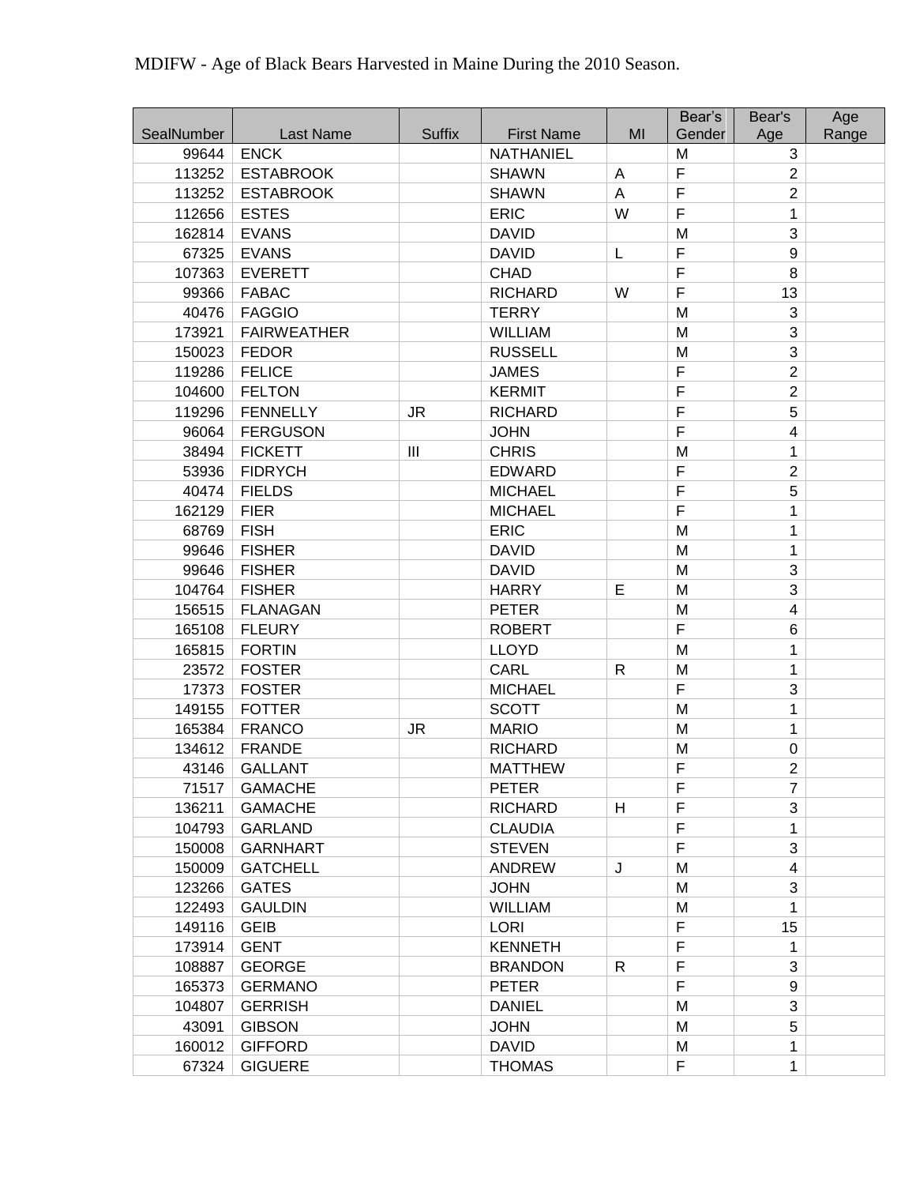MDIFW - Age of Black Bears Harvested in Maine During the 2010 Season.

| SealNumber | Last Name | Suffix | First Name | MI | Bear's Gender | Bear's Age | Age Range |
|---|---|---|---|---|---|---|---|
| 99644 | ENCK | | NATHANIEL | | M | 3 | |
| 113252 | ESTABROOK | | SHAWN | A | F | 2 | |
| 113252 | ESTABROOK | | SHAWN | A | F | 2 | |
| 112656 | ESTES | | ERIC | W | F | 1 | |
| 162814 | EVANS | | DAVID | | M | 3 | |
| 67325 | EVANS | | DAVID | L | F | 9 | |
| 107363 | EVERETT | | CHAD | | F | 8 | |
| 99366 | FABAC | | RICHARD | W | F | 13 | |
| 40476 | FAGGIO | | TERRY | | M | 3 | |
| 173921 | FAIRWEATHER | | WILLIAM | | M | 3 | |
| 150023 | FEDOR | | RUSSELL | | M | 3 | |
| 119286 | FELICE | | JAMES | | F | 2 | |
| 104600 | FELTON | | KERMIT | | F | 2 | |
| 119296 | FENNELLY | JR | RICHARD | | F | 5 | |
| 96064 | FERGUSON | | JOHN | | F | 4 | |
| 38494 | FICKETT | III | CHRIS | | M | 1 | |
| 53936 | FIDRYCH | | EDWARD | | F | 2 | |
| 40474 | FIELDS | | MICHAEL | | F | 5 | |
| 162129 | FIER | | MICHAEL | | F | 1 | |
| 68769 | FISH | | ERIC | | M | 1 | |
| 99646 | FISHER | | DAVID | | M | 1 | |
| 99646 | FISHER | | DAVID | | M | 3 | |
| 104764 | FISHER | | HARRY | E | M | 3 | |
| 156515 | FLANAGAN | | PETER | | M | 4 | |
| 165108 | FLEURY | | ROBERT | | F | 6 | |
| 165815 | FORTIN | | LLOYD | | M | 1 | |
| 23572 | FOSTER | | CARL | R | M | 1 | |
| 17373 | FOSTER | | MICHAEL | | F | 3 | |
| 149155 | FOTTER | | SCOTT | | M | 1 | |
| 165384 | FRANCO | JR | MARIO | | M | 1 | |
| 134612 | FRANDE | | RICHARD | | M | 0 | |
| 43146 | GALLANT | | MATTHEW | | F | 2 | |
| 71517 | GAMACHE | | PETER | | F | 7 | |
| 136211 | GAMACHE | | RICHARD | H | F | 3 | |
| 104793 | GARLAND | | CLAUDIA | | F | 1 | |
| 150008 | GARNHART | | STEVEN | | F | 3 | |
| 150009 | GATCHELL | | ANDREW | J | M | 4 | |
| 123266 | GATES | | JOHN | | M | 3 | |
| 122493 | GAULDIN | | WILLIAM | | M | 1 | |
| 149116 | GEIB | | LORI | | F | 15 | |
| 173914 | GENT | | KENNETH | | F | 1 | |
| 108887 | GEORGE | | BRANDON | R | F | 3 | |
| 165373 | GERMANO | | PETER | | F | 9 | |
| 104807 | GERRISH | | DANIEL | | M | 3 | |
| 43091 | GIBSON | | JOHN | | M | 5 | |
| 160012 | GIFFORD | | DAVID | | M | 1 | |
| 67324 | GIGUERE | | THOMAS | | F | 1 | |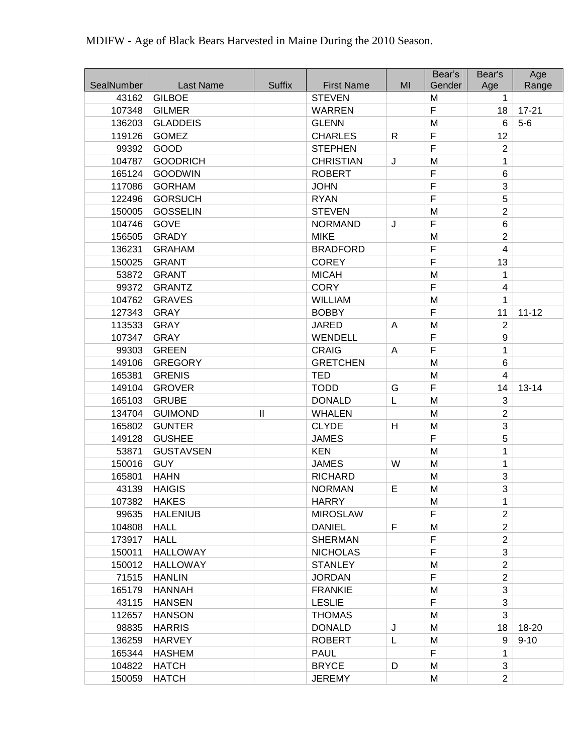MDIFW - Age of Black Bears Harvested in Maine During the 2010 Season.

| SealNumber | Last Name | Suffix | First Name | MI | Bear's Gender | Bear's Age | Age Range |
|---|---|---|---|---|---|---|---|
| 43162 | GILBOE | | STEVEN | | M | 1 | |
| 107348 | GILMER | | WARREN | | F | 18 | 17-21 |
| 136203 | GLADDEIS | | GLENN | | M | 6 | 5-6 |
| 119126 | GOMEZ | | CHARLES | R | F | 12 | |
| 99392 | GOOD | | STEPHEN | | F | 2 | |
| 104787 | GOODRICH | | CHRISTIAN | J | M | 1 | |
| 165124 | GOODWIN | | ROBERT | | F | 6 | |
| 117086 | GORHAM | | JOHN | | F | 3 | |
| 122496 | GORSUCH | | RYAN | | F | 5 | |
| 150005 | GOSSELIN | | STEVEN | | M | 2 | |
| 104746 | GOVE | | NORMAND | J | F | 6 | |
| 156505 | GRADY | | MIKE | | M | 2 | |
| 136231 | GRAHAM | | BRADFORD | | F | 4 | |
| 150025 | GRANT | | COREY | | F | 13 | |
| 53872 | GRANT | | MICAH | | M | 1 | |
| 99372 | GRANTZ | | CORY | | F | 4 | |
| 104762 | GRAVES | | WILLIAM | | M | 1 | |
| 127343 | GRAY | | BOBBY | | F | 11 | 11-12 |
| 113533 | GRAY | | JARED | A | M | 2 | |
| 107347 | GRAY | | WENDELL | | F | 9 | |
| 99303 | GREEN | | CRAIG | A | F | 1 | |
| 149106 | GREGORY | | GRETCHEN | | M | 6 | |
| 165381 | GRENIS | | TED | | M | 4 | |
| 149104 | GROVER | | TODD | G | F | 14 | 13-14 |
| 165103 | GRUBE | | DONALD | L | M | 3 | |
| 134704 | GUIMOND | II | WHALEN | | M | 2 | |
| 165802 | GUNTER | | CLYDE | H | M | 3 | |
| 149128 | GUSHEE | | JAMES | | F | 5 | |
| 53871 | GUSTAVSEN | | KEN | | M | 1 | |
| 150016 | GUY | | JAMES | W | M | 1 | |
| 165801 | HAHN | | RICHARD | | M | 3 | |
| 43139 | HAIGIS | | NORMAN | E | M | 3 | |
| 107382 | HAKES | | HARRY | | M | 1 | |
| 99635 | HALENIUB | | MIROSLAW | | F | 2 | |
| 104808 | HALL | | DANIEL | F | M | 2 | |
| 173917 | HALL | | SHERMAN | | F | 2 | |
| 150011 | HALLOWAY | | NICHOLAS | | F | 3 | |
| 150012 | HALLOWAY | | STANLEY | | M | 2 | |
| 71515 | HANLIN | | JORDAN | | F | 2 | |
| 165179 | HANNAH | | FRANKIE | | M | 3 | |
| 43115 | HANSEN | | LESLIE | | F | 3 | |
| 112657 | HANSON | | THOMAS | | M | 3 | |
| 98835 | HARRIS | | DONALD | J | M | 18 | 18-20 |
| 136259 | HARVEY | | ROBERT | L | M | 9 | 9-10 |
| 165344 | HASHEM | | PAUL | | F | 1 | |
| 104822 | HATCH | | BRYCE | D | M | 3 | |
| 150059 | HATCH | | JEREMY | | M | 2 | |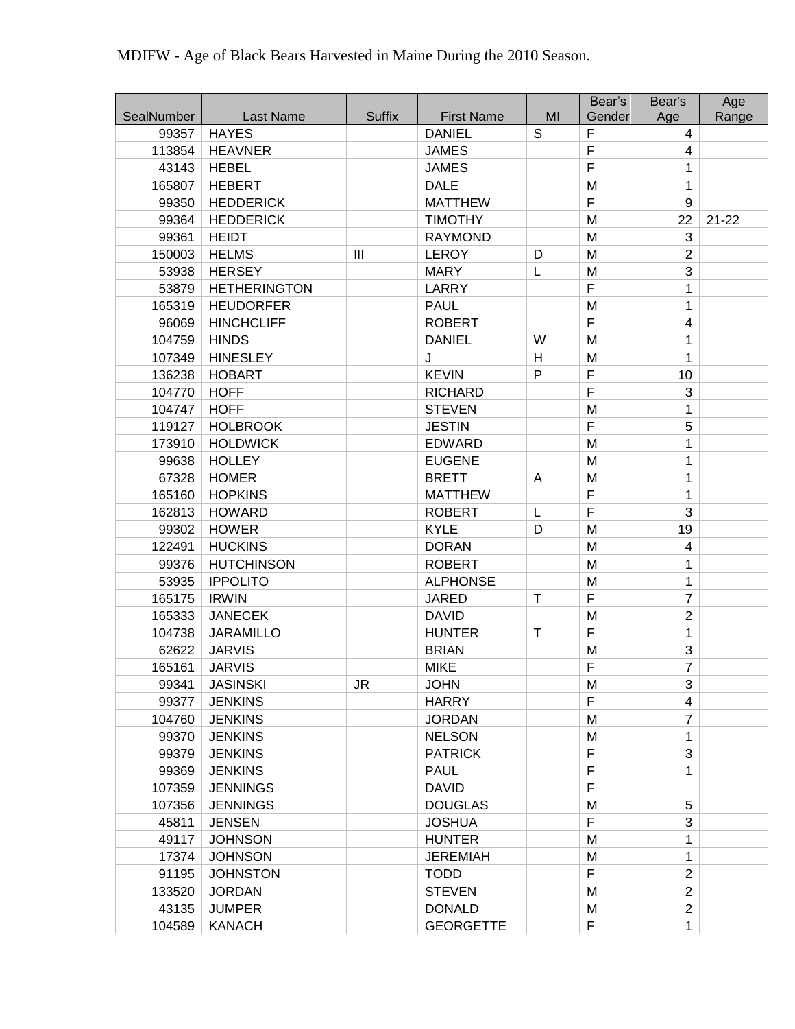MDIFW - Age of Black Bears Harvested in Maine During the 2010 Season.

| SealNumber | Last Name | Suffix | First Name | MI | Bear's Gender | Bear's Age | Age Range |
|---|---|---|---|---|---|---|---|
| 99357 | HAYES | | DANIEL | S | F | 4 | |
| 113854 | HEAVNER | | JAMES | | F | 4 | |
| 43143 | HEBEL | | JAMES | | F | 1 | |
| 165807 | HEBERT | | DALE | | M | 1 | |
| 99350 | HEDDERICK | | MATTHEW | | F | 9 | |
| 99364 | HEDDERICK | | TIMOTHY | | M | 22 | 21-22 |
| 99361 | HEIDT | | RAYMOND | | M | 3 | |
| 150003 | HELMS | III | LEROY | D | M | 2 | |
| 53938 | HERSEY | | MARY | L | M | 3 | |
| 53879 | HETHERINGTON | | LARRY | | F | 1 | |
| 165319 | HEUDORFER | | PAUL | | M | 1 | |
| 96069 | HINCHCLIFF | | ROBERT | | F | 4 | |
| 104759 | HINDS | | DANIEL | W | M | 1 | |
| 107349 | HINESLEY | | J | H | M | 1 | |
| 136238 | HOBART | | KEVIN | P | F | 10 | |
| 104770 | HOFF | | RICHARD | | F | 3 | |
| 104747 | HOFF | | STEVEN | | M | 1 | |
| 119127 | HOLBROOK | | JESTIN | | F | 5 | |
| 173910 | HOLDWICK | | EDWARD | | M | 1 | |
| 99638 | HOLLEY | | EUGENE | | M | 1 | |
| 67328 | HOMER | | BRETT | A | M | 1 | |
| 165160 | HOPKINS | | MATTHEW | | F | 1 | |
| 162813 | HOWARD | | ROBERT | L | F | 3 | |
| 99302 | HOWER | | KYLE | D | M | 19 | |
| 122491 | HUCKINS | | DORAN | | M | 4 | |
| 99376 | HUTCHINSON | | ROBERT | | M | 1 | |
| 53935 | IPPOLITO | | ALPHONSE | | M | 1 | |
| 165175 | IRWIN | | JARED | T | F | 7 | |
| 165333 | JANECEK | | DAVID | | M | 2 | |
| 104738 | JARAMILLO | | HUNTER | T | F | 1 | |
| 62622 | JARVIS | | BRIAN | | M | 3 | |
| 165161 | JARVIS | | MIKE | | F | 7 | |
| 99341 | JASINSKI | JR | JOHN | | M | 3 | |
| 99377 | JENKINS | | HARRY | | F | 4 | |
| 104760 | JENKINS | | JORDAN | | M | 7 | |
| 99370 | JENKINS | | NELSON | | M | 1 | |
| 99379 | JENKINS | | PATRICK | | F | 3 | |
| 99369 | JENKINS | | PAUL | | F | 1 | |
| 107359 | JENNINGS | | DAVID | | F | | |
| 107356 | JENNINGS | | DOUGLAS | | M | 5 | |
| 45811 | JENSEN | | JOSHUA | | F | 3 | |
| 49117 | JOHNSON | | HUNTER | | M | 1 | |
| 17374 | JOHNSON | | JEREMIAH | | M | 1 | |
| 91195 | JOHNSTON | | TODD | | F | 2 | |
| 133520 | JORDAN | | STEVEN | | M | 2 | |
| 43135 | JUMPER | | DONALD | | M | 2 | |
| 104589 | KANACH | | GEORGETTE | | F | 1 | |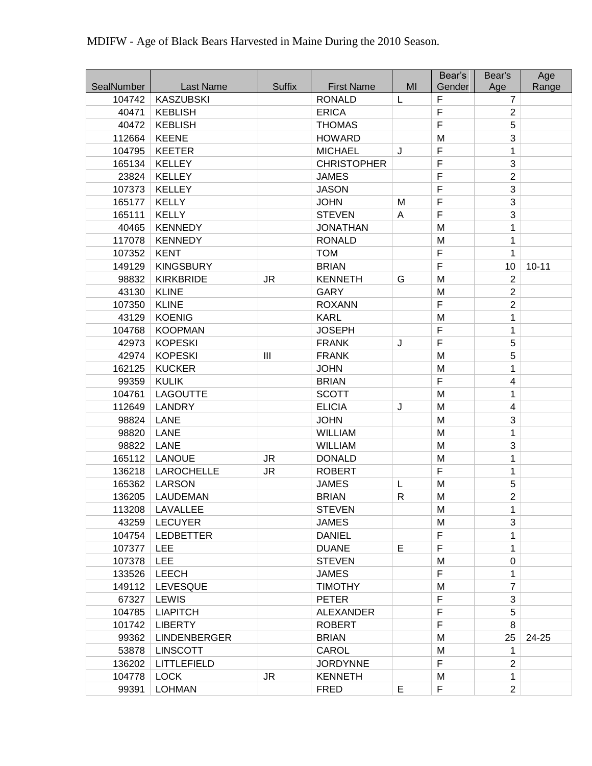MDIFW - Age of Black Bears Harvested in Maine During the 2010 Season.

| SealNumber | Last Name | Suffix | First Name | MI | Bear's Gender | Bear's Age | Age Range |
|---|---|---|---|---|---|---|---|
| 104742 | KASZUBSKI | | RONALD | L | F | 7 | |
| 40471 | KEBLISH | | ERICA | | F | 2 | |
| 40472 | KEBLISH | | THOMAS | | F | 5 | |
| 112664 | KEENE | | HOWARD | | M | 3 | |
| 104795 | KEETER | | MICHAEL | J | F | 1 | |
| 165134 | KELLEY | | CHRISTOPHER | | F | 3 | |
| 23824 | KELLEY | | JAMES | | F | 2 | |
| 107373 | KELLEY | | JASON | | F | 3 | |
| 165177 | KELLY | | JOHN | M | F | 3 | |
| 165111 | KELLY | | STEVEN | A | F | 3 | |
| 40465 | KENNEDY | | JONATHAN | | M | 1 | |
| 117078 | KENNEDY | | RONALD | | M | 1 | |
| 107352 | KENT | | TOM | | F | 1 | |
| 149129 | KINGSBURY | | BRIAN | | F | 10 | 10-11 |
| 98832 | KIRKBRIDE | JR | KENNETH | G | M | 2 | |
| 43130 | KLINE | | GARY | | M | 2 | |
| 107350 | KLINE | | ROXANN | | F | 2 | |
| 43129 | KOENIG | | KARL | | M | 1 | |
| 104768 | KOOPMAN | | JOSEPH | | F | 1 | |
| 42973 | KOPESKI | | FRANK | J | F | 5 | |
| 42974 | KOPESKI | III | FRANK | | M | 5 | |
| 162125 | KUCKER | | JOHN | | M | 1 | |
| 99359 | KULIK | | BRIAN | | F | 4 | |
| 104761 | LAGOUTTE | | SCOTT | | M | 1 | |
| 112649 | LANDRY | | ELICIA | J | M | 4 | |
| 98824 | LANE | | JOHN | | M | 3 | |
| 98820 | LANE | | WILLIAM | | M | 1 | |
| 98822 | LANE | | WILLIAM | | M | 3 | |
| 165112 | LANOUE | JR | DONALD | | M | 1 | |
| 136218 | LAROCHELLE | JR | ROBERT | | F | 1 | |
| 165362 | LARSON | | JAMES | L | M | 5 | |
| 136205 | LAUDEMAN | | BRIAN | R | M | 2 | |
| 113208 | LAVALLEE | | STEVEN | | M | 1 | |
| 43259 | LECUYER | | JAMES | | M | 3 | |
| 104754 | LEDBETTER | | DANIEL | | F | 1 | |
| 107377 | LEE | | DUANE | E | F | 1 | |
| 107378 | LEE | | STEVEN | | M | 0 | |
| 133526 | LEECH | | JAMES | | F | 1 | |
| 149112 | LEVESQUE | | TIMOTHY | | M | 7 | |
| 67327 | LEWIS | | PETER | | F | 3 | |
| 104785 | LIAPITCH | | ALEXANDER | | F | 5 | |
| 101742 | LIBERTY | | ROBERT | | F | 8 | |
| 99362 | LINDENBERGER | | BRIAN | | M | 25 | 24-25 |
| 53878 | LINSCOTT | | CAROL | | M | 1 | |
| 136202 | LITTLEFIELD | | JORDYNNE | | F | 2 | |
| 104778 | LOCK | JR | KENNETH | | M | 1 | |
| 99391 | LOHMAN | | FRED | E | F | 2 | |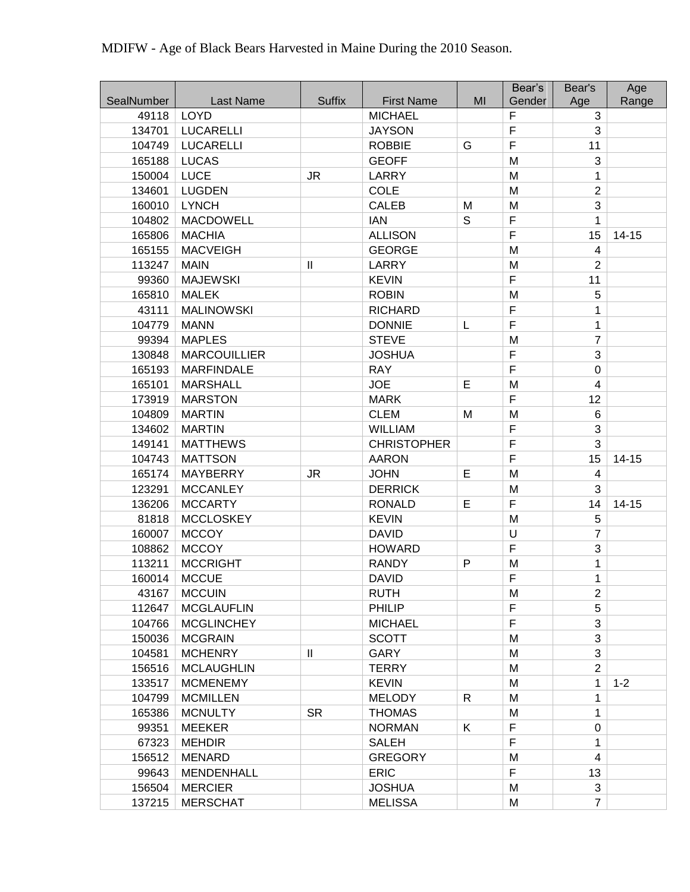MDIFW - Age of Black Bears Harvested in Maine During the 2010 Season.

| SealNumber | Last Name | Suffix | First Name | MI | Bear's Gender | Bear's Age | Age Range |
|---|---|---|---|---|---|---|---|
| 49118 | LOYD | | MICHAEL | | F | 3 | |
| 134701 | LUCARELLI | | JAYSON | | F | 3 | |
| 104749 | LUCARELLI | | ROBBIE | G | F | 11 | |
| 165188 | LUCAS | | GEOFF | | M | 3 | |
| 150004 | LUCE | JR | LARRY | | M | 1 | |
| 134601 | LUGDEN | | COLE | | M | 2 | |
| 160010 | LYNCH | | CALEB | M | M | 3 | |
| 104802 | MACDOWELL | | IAN | S | F | 1 | |
| 165806 | MACHIA | | ALLISON | | F | 15 | 14-15 |
| 165155 | MACVEIGH | | GEORGE | | M | 4 | |
| 113247 | MAIN | II | LARRY | | M | 2 | |
| 99360 | MAJEWSKI | | KEVIN | | F | 11 | |
| 165810 | MALEK | | ROBIN | | M | 5 | |
| 43111 | MALINOWSKI | | RICHARD | | F | 1 | |
| 104779 | MANN | | DONNIE | L | F | 1 | |
| 99394 | MAPLES | | STEVE | | M | 7 | |
| 130848 | MARCOUILLIER | | JOSHUA | | F | 3 | |
| 165193 | MARFINDALE | | RAY | | F | 0 | |
| 165101 | MARSHALL | | JOE | E | M | 4 | |
| 173919 | MARSTON | | MARK | | F | 12 | |
| 104809 | MARTIN | | CLEM | M | M | 6 | |
| 134602 | MARTIN | | WILLIAM | | F | 3 | |
| 149141 | MATTHEWS | | CHRISTOPHER | | F | 3 | |
| 104743 | MATTSON | | AARON | | F | 15 | 14-15 |
| 165174 | MAYBERRY | JR | JOHN | E | M | 4 | |
| 123291 | MCCANLEY | | DERRICK | | M | 3 | |
| 136206 | MCCARTY | | RONALD | E | F | 14 | 14-15 |
| 81818 | MCCLOSKEY | | KEVIN | | M | 5 | |
| 160007 | MCCOY | | DAVID | | U | 7 | |
| 108862 | MCCOY | | HOWARD | | F | 3 | |
| 113211 | MCCRIGHT | | RANDY | P | M | 1 | |
| 160014 | MCCUE | | DAVID | | F | 1 | |
| 43167 | MCCUIN | | RUTH | | M | 2 | |
| 112647 | MCGLAUFLIN | | PHILIP | | F | 5 | |
| 104766 | MCGLINCHEY | | MICHAEL | | F | 3 | |
| 150036 | MCGRAIN | | SCOTT | | M | 3 | |
| 104581 | MCHENRY | II | GARY | | M | 3 | |
| 156516 | MCLAUGHLIN | | TERRY | | M | 2 | |
| 133517 | MCMENEMY | | KEVIN | | M | 1 | 1-2 |
| 104799 | MCMILLEN | | MELODY | R | M | 1 | |
| 165386 | MCNULTY | SR | THOMAS | | M | 1 | |
| 99351 | MEEKER | | NORMAN | K | F | 0 | |
| 67323 | MEHDIR | | SALEH | | F | 1 | |
| 156512 | MENARD | | GREGORY | | M | 4 | |
| 99643 | MENDENHALL | | ERIC | | F | 13 | |
| 156504 | MERCIER | | JOSHUA | | M | 3 | |
| 137215 | MERSCHAT | | MELISSA | | M | 7 | |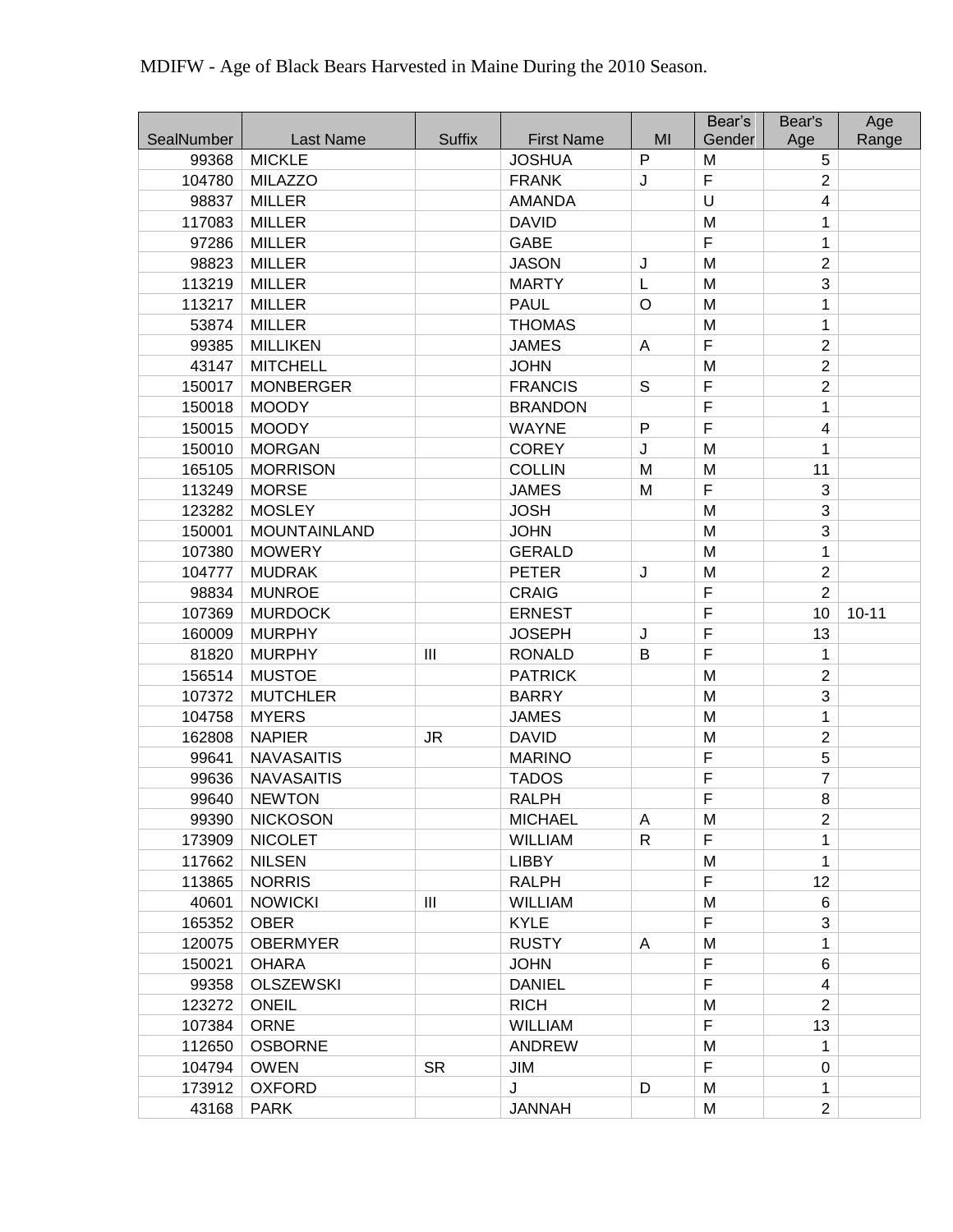MDIFW - Age of Black Bears Harvested in Maine During the 2010 Season.

| SealNumber | Last Name | Suffix | First Name | MI | Bear's Gender | Bear's Age | Age Range |
|---|---|---|---|---|---|---|---|
| 99368 | MICKLE | | JOSHUA | P | M | 5 | |
| 104780 | MILAZZO | | FRANK | J | F | 2 | |
| 98837 | MILLER | | AMANDA | | U | 4 | |
| 117083 | MILLER | | DAVID | | M | 1 | |
| 97286 | MILLER | | GABE | | F | 1 | |
| 98823 | MILLER | | JASON | J | M | 2 | |
| 113219 | MILLER | | MARTY | L | M | 3 | |
| 113217 | MILLER | | PAUL | O | M | 1 | |
| 53874 | MILLER | | THOMAS | | M | 1 | |
| 99385 | MILLIKEN | | JAMES | A | F | 2 | |
| 43147 | MITCHELL | | JOHN | | M | 2 | |
| 150017 | MONBERGER | | FRANCIS | S | F | 2 | |
| 150018 | MOODY | | BRANDON | | F | 1 | |
| 150015 | MOODY | | WAYNE | P | F | 4 | |
| 150010 | MORGAN | | COREY | J | M | 1 | |
| 165105 | MORRISON | | COLLIN | M | M | 11 | |
| 113249 | MORSE | | JAMES | M | F | 3 | |
| 123282 | MOSLEY | | JOSH | | M | 3 | |
| 150001 | MOUNTAINLAND | | JOHN | | M | 3 | |
| 107380 | MOWERY | | GERALD | | M | 1 | |
| 104777 | MUDRAK | | PETER | J | M | 2 | |
| 98834 | MUNROE | | CRAIG | | F | 2 | |
| 107369 | MURDOCK | | ERNEST | | F | 10 | 10-11 |
| 160009 | MURPHY | | JOSEPH | J | F | 13 | |
| 81820 | MURPHY | III | RONALD | B | F | 1 | |
| 156514 | MUSTOE | | PATRICK | | M | 2 | |
| 107372 | MUTCHLER | | BARRY | | M | 3 | |
| 104758 | MYERS | | JAMES | | M | 1 | |
| 162808 | NAPIER | JR | DAVID | | M | 2 | |
| 99641 | NAVASAITIS | | MARINO | | F | 5 | |
| 99636 | NAVASAITIS | | TADOS | | F | 7 | |
| 99640 | NEWTON | | RALPH | | F | 8 | |
| 99390 | NICKOSON | | MICHAEL | A | M | 2 | |
| 173909 | NICOLET | | WILLIAM | R | F | 1 | |
| 117662 | NILSEN | | LIBBY | | M | 1 | |
| 113865 | NORRIS | | RALPH | | F | 12 | |
| 40601 | NOWICKI | III | WILLIAM | | M | 6 | |
| 165352 | OBER | | KYLE | | F | 3 | |
| 120075 | OBERMYER | | RUSTY | A | M | 1 | |
| 150021 | OHARA | | JOHN | | F | 6 | |
| 99358 | OLSZEWSKI | | DANIEL | | F | 4 | |
| 123272 | ONEIL | | RICH | | M | 2 | |
| 107384 | ORNE | | WILLIAM | | F | 13 | |
| 112650 | OSBORNE | | ANDREW | | M | 1 | |
| 104794 | OWEN | SR | JIM | | F | 0 | |
| 173912 | OXFORD | | J | D | M | 1 | |
| 43168 | PARK | | JANNAH | | M | 2 | |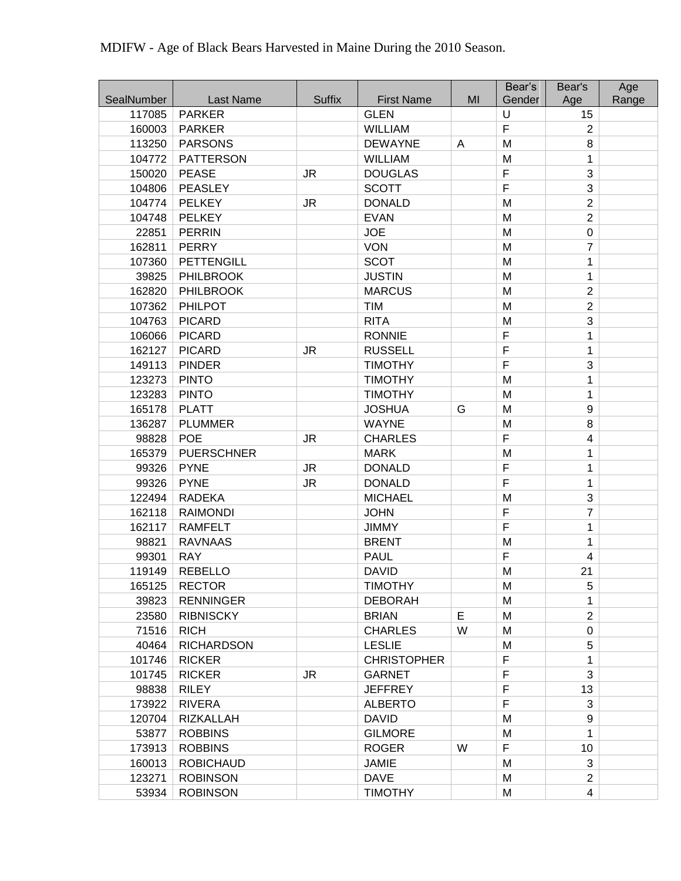MDIFW - Age of Black Bears Harvested in Maine During the 2010 Season.

| SealNumber | Last Name | Suffix | First Name | MI | Bear's Gender | Bear's Age | Age Range |
|---|---|---|---|---|---|---|---|
| 117085 | PARKER | | GLEN | | U | 15 | |
| 160003 | PARKER | | WILLIAM | | F | 2 | |
| 113250 | PARSONS | | DEWAYNE | A | M | 8 | |
| 104772 | PATTERSON | | WILLIAM | | M | 1 | |
| 150020 | PEASE | JR | DOUGLAS | | F | 3 | |
| 104806 | PEASLEY | | SCOTT | | F | 3 | |
| 104774 | PELKEY | JR | DONALD | | M | 2 | |
| 104748 | PELKEY | | EVAN | | M | 2 | |
| 22851 | PERRIN | | JOE | | M | 0 | |
| 162811 | PERRY | | VON | | M | 7 | |
| 107360 | PETTENGILL | | SCOT | | M | 1 | |
| 39825 | PHILBROOK | | JUSTIN | | M | 1 | |
| 162820 | PHILBROOK | | MARCUS | | M | 2 | |
| 107362 | PHILPOT | | TIM | | M | 2 | |
| 104763 | PICARD | | RITA | | M | 3 | |
| 106066 | PICARD | | RONNIE | | F | 1 | |
| 162127 | PICARD | JR | RUSSELL | | F | 1 | |
| 149113 | PINDER | | TIMOTHY | | F | 3 | |
| 123273 | PINTO | | TIMOTHY | | M | 1 | |
| 123283 | PINTO | | TIMOTHY | | M | 1 | |
| 165178 | PLATT | | JOSHUA | G | M | 9 | |
| 136287 | PLUMMER | | WAYNE | | M | 8 | |
| 98828 | POE | JR | CHARLES | | F | 4 | |
| 165379 | PUERSCHNER | | MARK | | M | 1 | |
| 99326 | PYNE | JR | DONALD | | F | 1 | |
| 99326 | PYNE | JR | DONALD | | F | 1 | |
| 122494 | RADEKA | | MICHAEL | | M | 3 | |
| 162118 | RAIMONDI | | JOHN | | F | 7 | |
| 162117 | RAMFELT | | JIMMY | | F | 1 | |
| 98821 | RAVNAAS | | BRENT | | M | 1 | |
| 99301 | RAY | | PAUL | | F | 4 | |
| 119149 | REBELLO | | DAVID | | M | 21 | |
| 165125 | RECTOR | | TIMOTHY | | M | 5 | |
| 39823 | RENNINGER | | DEBORAH | | M | 1 | |
| 23580 | RIBNISCKY | | BRIAN | E | M | 2 | |
| 71516 | RICH | | CHARLES | W | M | 0 | |
| 40464 | RICHARDSON | | LESLIE | | M | 5 | |
| 101746 | RICKER | | CHRISTOPHER | | F | 1 | |
| 101745 | RICKER | JR | GARNET | | F | 3 | |
| 98838 | RILEY | | JEFFREY | | F | 13 | |
| 173922 | RIVERA | | ALBERTO | | F | 3 | |
| 120704 | RIZKALLAH | | DAVID | | M | 9 | |
| 53877 | ROBBINS | | GILMORE | | M | 1 | |
| 173913 | ROBBINS | | ROGER | W | F | 10 | |
| 160013 | ROBICHAUD | | JAMIE | | M | 3 | |
| 123271 | ROBINSON | | DAVE | | M | 2 | |
| 53934 | ROBINSON | | TIMOTHY | | M | 4 | |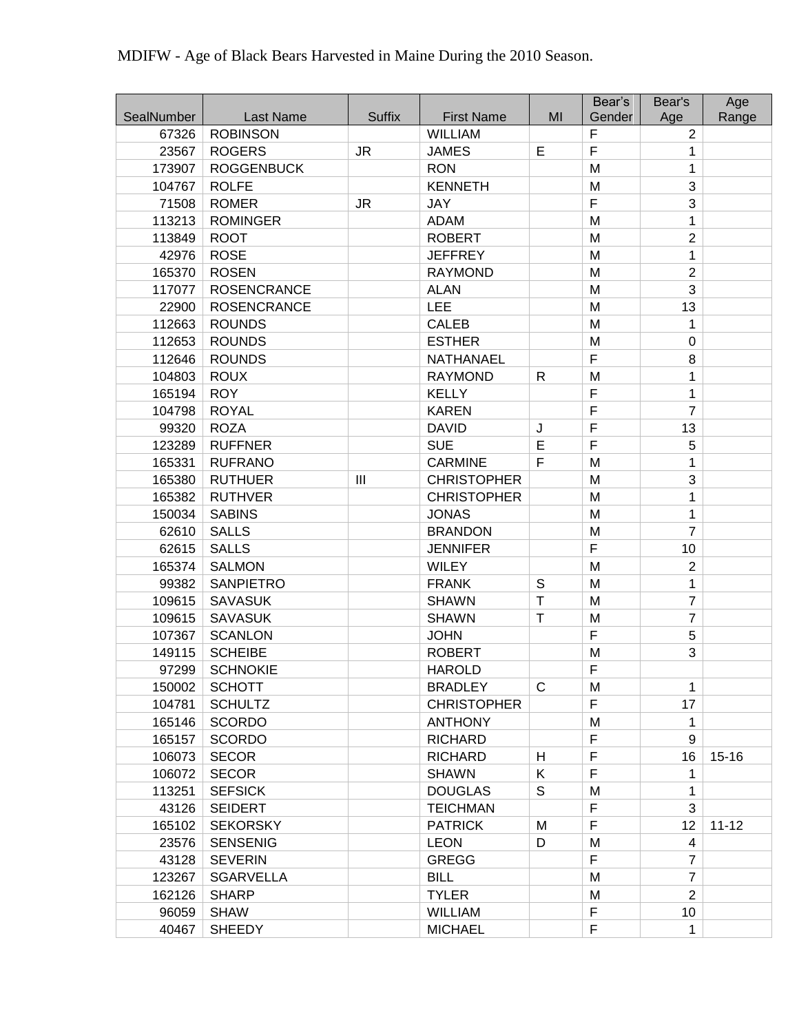MDIFW - Age of Black Bears Harvested in Maine During the 2010 Season.

| SealNumber | Last Name | Suffix | First Name | MI | Bear's Gender | Bear's Age | Age Range |
|---|---|---|---|---|---|---|---|
| 67326 | ROBINSON | | WILLIAM | | F | 2 | |
| 23567 | ROGERS | JR | JAMES | E | F | 1 | |
| 173907 | ROGGENBUCK | | RON | | M | 1 | |
| 104767 | ROLFE | | KENNETH | | M | 3 | |
| 71508 | ROMER | JR | JAY | | F | 3 | |
| 113213 | ROMINGER | | ADAM | | M | 1 | |
| 113849 | ROOT | | ROBERT | | M | 2 | |
| 42976 | ROSE | | JEFFREY | | M | 1 | |
| 165370 | ROSEN | | RAYMOND | | M | 2 | |
| 117077 | ROSENCRANCE | | ALAN | | M | 3 | |
| 22900 | ROSENCRANCE | | LEE | | M | 13 | |
| 112663 | ROUNDS | | CALEB | | M | 1 | |
| 112653 | ROUNDS | | ESTHER | | M | 0 | |
| 112646 | ROUNDS | | NATHANAEL | | F | 8 | |
| 104803 | ROUX | | RAYMOND | R | M | 1 | |
| 165194 | ROY | | KELLY | | F | 1 | |
| 104798 | ROYAL | | KAREN | | F | 7 | |
| 99320 | ROZA | | DAVID | J | F | 13 | |
| 123289 | RUFFNER | | SUE | E | F | 5 | |
| 165331 | RUFRANO | | CARMINE | F | M | 1 | |
| 165380 | RUTHUER | III | CHRISTOPHER | | M | 3 | |
| 165382 | RUTHVER | | CHRISTOPHER | | M | 1 | |
| 150034 | SABINS | | JONAS | | M | 1 | |
| 62610 | SALLS | | BRANDON | | M | 7 | |
| 62615 | SALLS | | JENNIFER | | F | 10 | |
| 165374 | SALMON | | WILEY | | M | 2 | |
| 99382 | SANPIETRO | | FRANK | S | M | 1 | |
| 109615 | SAVASUK | | SHAWN | T | M | 7 | |
| 109615 | SAVASUK | | SHAWN | T | M | 7 | |
| 107367 | SCANLON | | JOHN | | F | 5 | |
| 149115 | SCHEIBE | | ROBERT | | M | 3 | |
| 97299 | SCHNOKIE | | HAROLD | | F | | |
| 150002 | SCHOTT | | BRADLEY | C | M | 1 | |
| 104781 | SCHULTZ | | CHRISTOPHER | | F | 17 | |
| 165146 | SCORDO | | ANTHONY | | M | 1 | |
| 165157 | SCORDO | | RICHARD | | F | 9 | |
| 106073 | SECOR | | RICHARD | H | F | 16 | 15-16 |
| 106072 | SECOR | | SHAWN | K | F | 1 | |
| 113251 | SEFSICK | | DOUGLAS | S | M | 1 | |
| 43126 | SEIDERT | | TEICHMAN | | F | 3 | |
| 165102 | SEKORSKY | | PATRICK | M | F | 12 | 11-12 |
| 23576 | SENSENIG | | LEON | D | M | 4 | |
| 43128 | SEVERIN | | GREGG | | F | 7 | |
| 123267 | SGARVELLA | | BILL | | M | 7 | |
| 162126 | SHARP | | TYLER | | M | 2 | |
| 96059 | SHAW | | WILLIAM | | F | 10 | |
| 40467 | SHEEDY | | MICHAEL | | F | 1 | |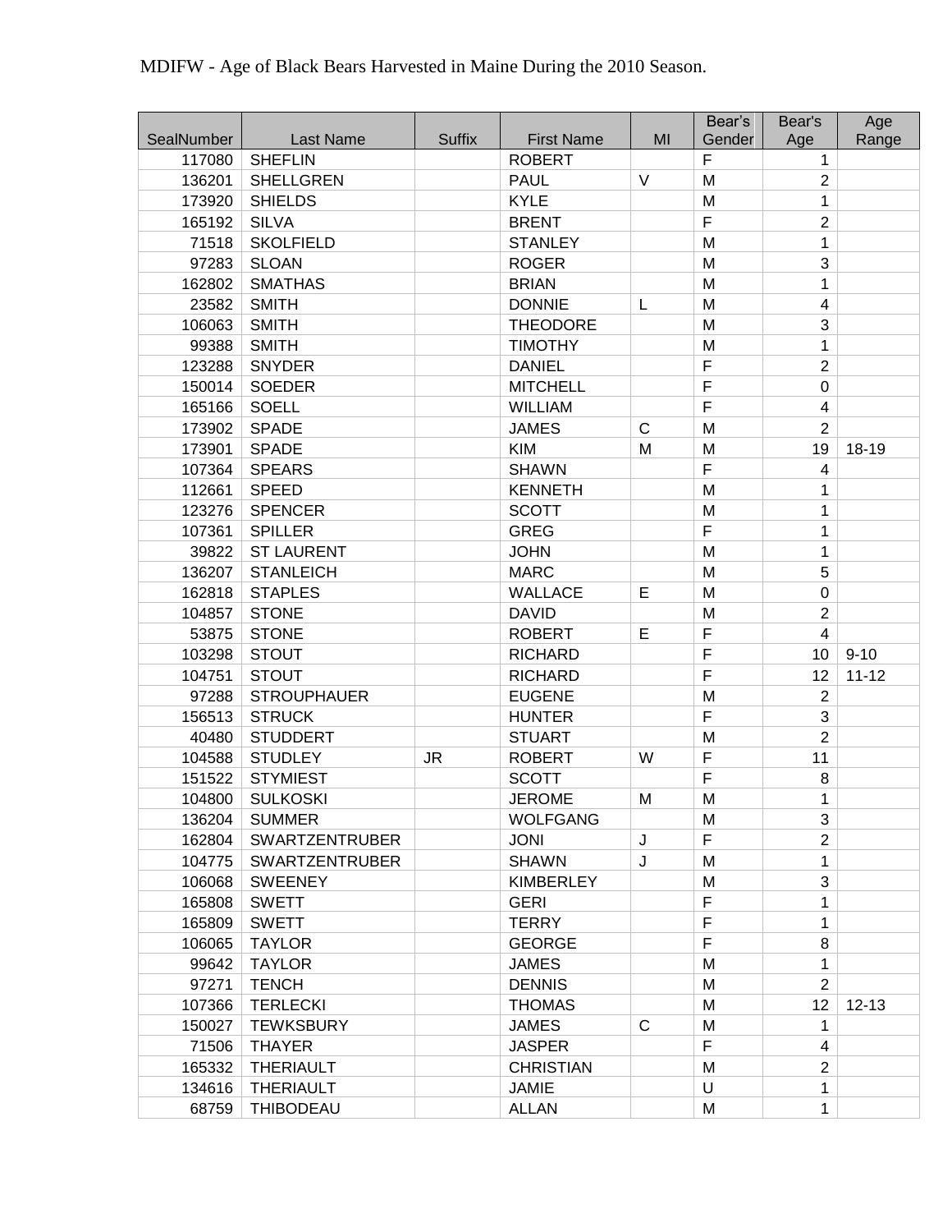MDIFW - Age of Black Bears Harvested in Maine During the 2010 Season.

| SealNumber | Last Name | Suffix | First Name | MI | Bear's Gender | Bear's Age | Age Range |
|---|---|---|---|---|---|---|---|
| 117080 | SHEFLIN | | ROBERT | | F | 1 | |
| 136201 | SHELLGREN | | PAUL | V | M | 2 | |
| 173920 | SHIELDS | | KYLE | | M | 1 | |
| 165192 | SILVA | | BRENT | | F | 2 | |
| 71518 | SKOLFIELD | | STANLEY | | M | 1 | |
| 97283 | SLOAN | | ROGER | | M | 3 | |
| 162802 | SMATHAS | | BRIAN | | M | 1 | |
| 23582 | SMITH | | DONNIE | L | M | 4 | |
| 106063 | SMITH | | THEODORE | | M | 3 | |
| 99388 | SMITH | | TIMOTHY | | M | 1 | |
| 123288 | SNYDER | | DANIEL | | F | 2 | |
| 150014 | SOEDER | | MITCHELL | | F | 0 | |
| 165166 | SOELL | | WILLIAM | | F | 4 | |
| 173902 | SPADE | | JAMES | C | M | 2 | |
| 173901 | SPADE | | KIM | M | M | 19 | 18-19 |
| 107364 | SPEARS | | SHAWN | | F | 4 | |
| 112661 | SPEED | | KENNETH | | M | 1 | |
| 123276 | SPENCER | | SCOTT | | M | 1 | |
| 107361 | SPILLER | | GREG | | F | 1 | |
| 39822 | ST LAURENT | | JOHN | | M | 1 | |
| 136207 | STANLEICH | | MARC | | M | 5 | |
| 162818 | STAPLES | | WALLACE | E | M | 0 | |
| 104857 | STONE | | DAVID | | M | 2 | |
| 53875 | STONE | | ROBERT | E | F | 4 | |
| 103298 | STOUT | | RICHARD | | F | 10 | 9-10 |
| 104751 | STOUT | | RICHARD | | F | 12 | 11-12 |
| 97288 | STROUPHAUER | | EUGENE | | M | 2 | |
| 156513 | STRUCK | | HUNTER | | F | 3 | |
| 40480 | STUDDERT | | STUART | | M | 2 | |
| 104588 | STUDLEY | JR | ROBERT | W | F | 11 | |
| 151522 | STYMIEST | | SCOTT | | F | 8 | |
| 104800 | SULKOSKI | | JEROME | M | M | 1 | |
| 136204 | SUMMER | | WOLFGANG | | M | 3 | |
| 162804 | SWARTZENTRUBER | | JONI | J | F | 2 | |
| 104775 | SWARTZENTRUBER | | SHAWN | J | M | 1 | |
| 106068 | SWEENEY | | KIMBERLEY | | M | 3 | |
| 165808 | SWETT | | GERI | | F | 1 | |
| 165809 | SWETT | | TERRY | | F | 1 | |
| 106065 | TAYLOR | | GEORGE | | F | 8 | |
| 99642 | TAYLOR | | JAMES | | M | 1 | |
| 97271 | TENCH | | DENNIS | | M | 2 | |
| 107366 | TERLECKI | | THOMAS | | M | 12 | 12-13 |
| 150027 | TEWKSBURY | | JAMES | C | M | 1 | |
| 71506 | THAYER | | JASPER | | F | 4 | |
| 165332 | THERIAULT | | CHRISTIAN | | M | 2 | |
| 134616 | THERIAULT | | JAMIE | | U | 1 | |
| 68759 | THIBODEAU | | ALLAN | | M | 1 | |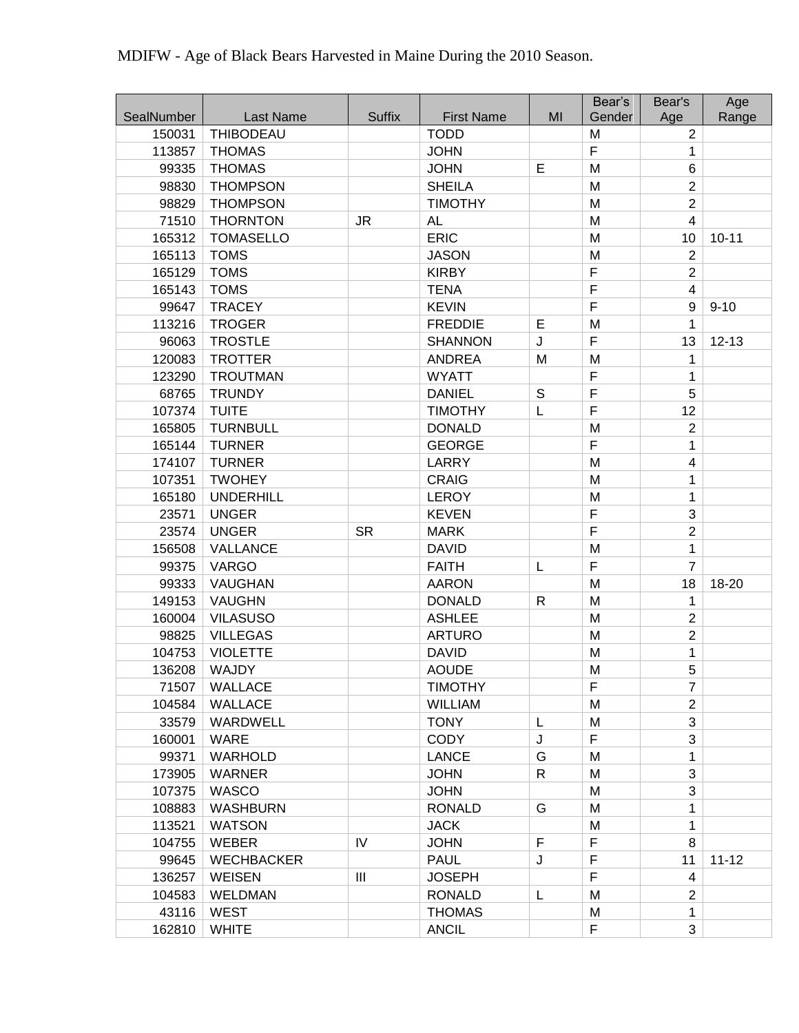MDIFW - Age of Black Bears Harvested in Maine During the 2010 Season.

| SealNumber | Last Name | Suffix | First Name | MI | Bear's Gender | Bear's Age | Age Range |
|---|---|---|---|---|---|---|---|
| 150031 | THIBODEAU | | TODD | | M | 2 | |
| 113857 | THOMAS | | JOHN | | F | 1 | |
| 99335 | THOMAS | | JOHN | E | M | 6 | |
| 98830 | THOMPSON | | SHEILA | | M | 2 | |
| 98829 | THOMPSON | | TIMOTHY | | M | 2 | |
| 71510 | THORNTON | JR | AL | | M | 4 | |
| 165312 | TOMASELLO | | ERIC | | M | 10 | 10-11 |
| 165113 | TOMS | | JASON | | M | 2 | |
| 165129 | TOMS | | KIRBY | | F | 2 | |
| 165143 | TOMS | | TENA | | F | 4 | |
| 99647 | TRACEY | | KEVIN | | F | 9 | 9-10 |
| 113216 | TROGER | | FREDDIE | E | M | 1 | |
| 96063 | TROSTLE | | SHANNON | J | F | 13 | 12-13 |
| 120083 | TROTTER | | ANDREA | M | M | 1 | |
| 123290 | TROUTMAN | | WYATT | | F | 1 | |
| 68765 | TRUNDY | | DANIEL | S | F | 5 | |
| 107374 | TUITE | | TIMOTHY | L | F | 12 | |
| 165805 | TURNBULL | | DONALD | | M | 2 | |
| 165144 | TURNER | | GEORGE | | F | 1 | |
| 174107 | TURNER | | LARRY | | M | 4 | |
| 107351 | TWOHEY | | CRAIG | | M | 1 | |
| 165180 | UNDERHILL | | LEROY | | M | 1 | |
| 23571 | UNGER | | KEVEN | | F | 3 | |
| 23574 | UNGER | SR | MARK | | F | 2 | |
| 156508 | VALLANCE | | DAVID | | M | 1 | |
| 99375 | VARGO | | FAITH | L | F | 7 | |
| 99333 | VAUGHAN | | AARON | | M | 18 | 18-20 |
| 149153 | VAUGHN | | DONALD | R | M | 1 | |
| 160004 | VILASUSO | | ASHLEE | | M | 2 | |
| 98825 | VILLEGAS | | ARTURO | | M | 2 | |
| 104753 | VIOLETTE | | DAVID | | M | 1 | |
| 136208 | WAJDY | | AOUDE | | M | 5 | |
| 71507 | WALLACE | | TIMOTHY | | F | 7 | |
| 104584 | WALLACE | | WILLIAM | | M | 2 | |
| 33579 | WARDWELL | | TONY | L | M | 3 | |
| 160001 | WARE | | CODY | J | F | 3 | |
| 99371 | WARHOLD | | LANCE | G | M | 1 | |
| 173905 | WARNER | | JOHN | R | M | 3 | |
| 107375 | WASCO | | JOHN | | M | 3 | |
| 108883 | WASHBURN | | RONALD | G | M | 1 | |
| 113521 | WATSON | | JACK | | M | 1 | |
| 104755 | WEBER | IV | JOHN | F | F | 8 | |
| 99645 | WECHBACKER | | PAUL | J | F | 11 | 11-12 |
| 136257 | WEISEN | III | JOSEPH | | F | 4 | |
| 104583 | WELDMAN | | RONALD | L | M | 2 | |
| 43116 | WEST | | THOMAS | | M | 1 | |
| 162810 | WHITE | | ANCIL | | F | 3 | |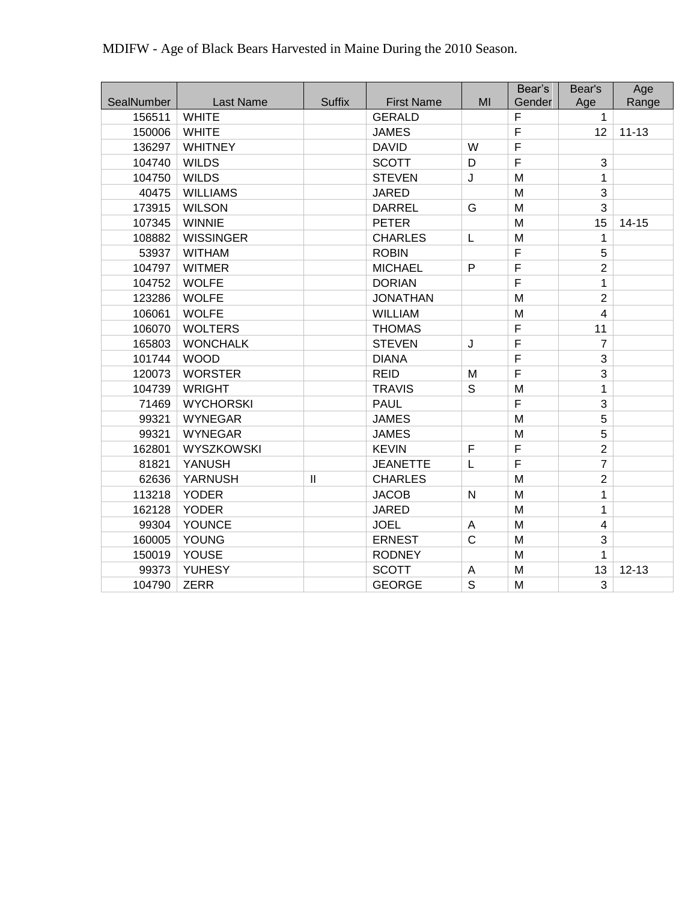MDIFW - Age of Black Bears Harvested in Maine During the 2010 Season.

| SealNumber | Last Name | Suffix | First Name | MI | Bear's Gender | Bear's Age | Age Range |
|---|---|---|---|---|---|---|---|
| 156511 | WHITE | | GERALD | | F | 1 | |
| 150006 | WHITE | | JAMES | | F | 12 | 11-13 |
| 136297 | WHITNEY | | DAVID | W | F | | |
| 104740 | WILDS | | SCOTT | D | F | 3 | |
| 104750 | WILDS | | STEVEN | J | M | 1 | |
| 40475 | WILLIAMS | | JARED | | M | 3 | |
| 173915 | WILSON | | DARREL | G | M | 3 | |
| 107345 | WINNIE | | PETER | | M | 15 | 14-15 |
| 108882 | WISSINGER | | CHARLES | L | M | 1 | |
| 53937 | WITHAM | | ROBIN | | F | 5 | |
| 104797 | WITMER | | MICHAEL | P | F | 2 | |
| 104752 | WOLFE | | DORIAN | | F | 1 | |
| 123286 | WOLFE | | JONATHAN | | M | 2 | |
| 106061 | WOLFE | | WILLIAM | | M | 4 | |
| 106070 | WOLTERS | | THOMAS | | F | 11 | |
| 165803 | WONCHALK | | STEVEN | J | F | 7 | |
| 101744 | WOOD | | DIANA | | F | 3 | |
| 120073 | WORSTER | | REID | M | F | 3 | |
| 104739 | WRIGHT | | TRAVIS | S | M | 1 | |
| 71469 | WYCHORSKI | | PAUL | | F | 3 | |
| 99321 | WYNEGAR | | JAMES | | M | 5 | |
| 99321 | WYNEGAR | | JAMES | | M | 5 | |
| 162801 | WYSZKOWSKI | | KEVIN | F | F | 2 | |
| 81821 | YANUSH | | JEANETTE | L | F | 7 | |
| 62636 | YARNUSH | II | CHARLES | | M | 2 | |
| 113218 | YODER | | JACOB | N | M | 1 | |
| 162128 | YODER | | JARED | | M | 1 | |
| 99304 | YOUNCE | | JOEL | A | M | 4 | |
| 160005 | YOUNG | | ERNEST | C | M | 3 | |
| 150019 | YOUSE | | RODNEY | | M | 1 | |
| 99373 | YUHESY | | SCOTT | A | M | 13 | 12-13 |
| 104790 | ZERR | | GEORGE | S | M | 3 | |